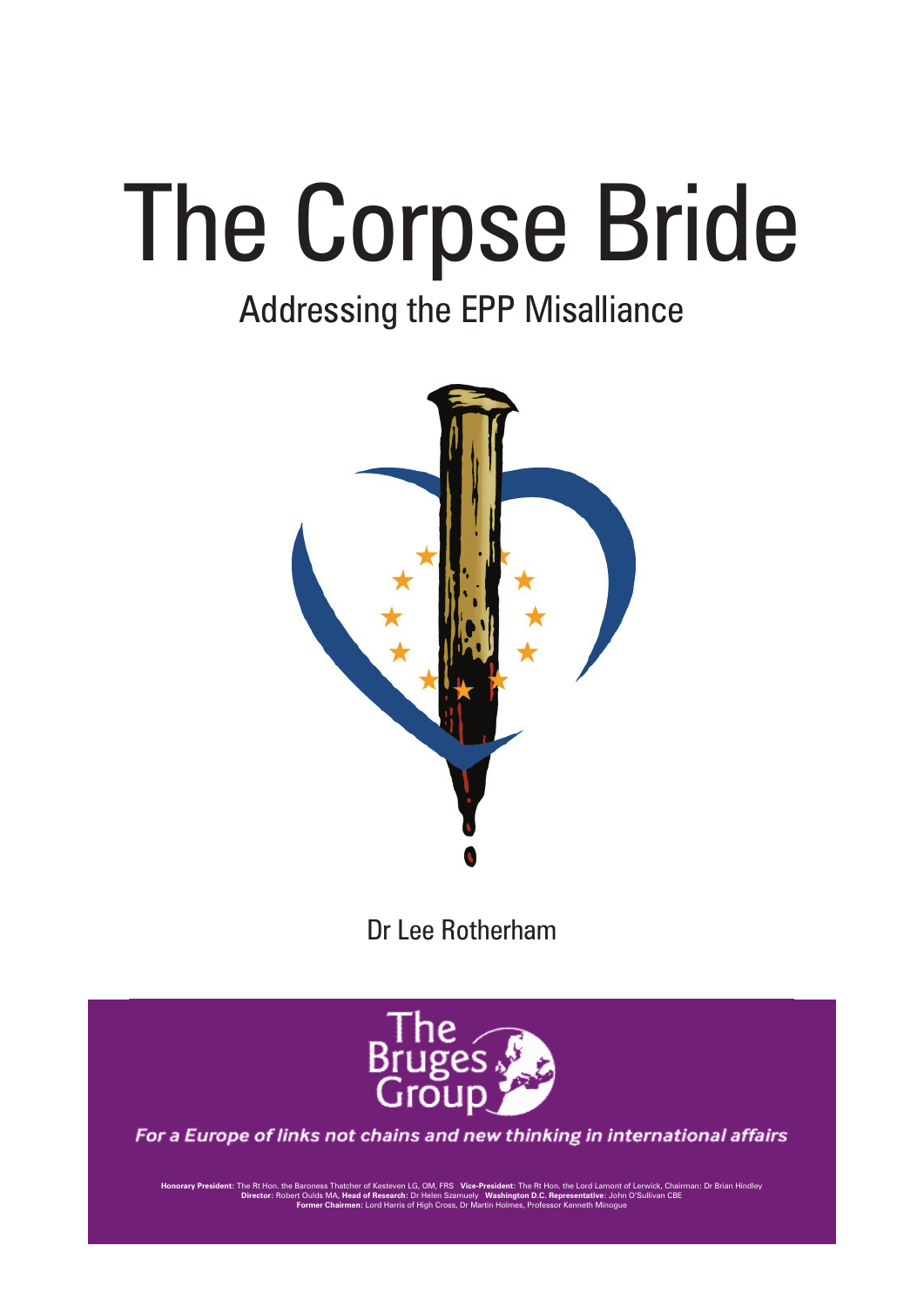# The Corpse Bride

## Addressing the EPP Misalliance

Dr Lee Rotherham

The Bruges Group

*For a Europe of links not chains and new thinking in international affairs*

**Honorary President:** The Rt Hon. the Baroness Thatcher of Kesteven LG, OM, FRS **Vice-President:** The Rt Hon. the Lord Lamont of Lerwick, Chairman: Dr Brian Hindley
**Director:** Robert Oulds MA, **Head of Research:** Dr Helen Szamuely **Washington D.C. Representative:** John O'Sullivan CBE
**Former Chairmen:** Lord Harris of High Cross, Dr Martin Holmes, Professor Kenneth Minogue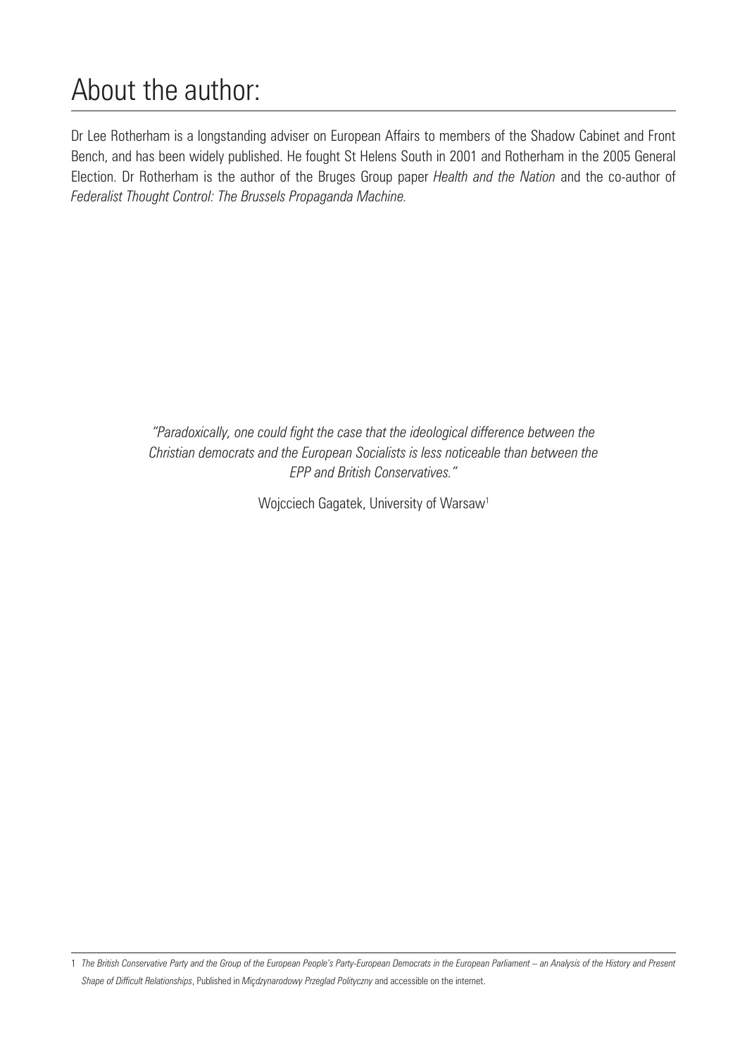# About the author:

Dr Lee Rotherham is a longstanding adviser on European Affairs to members of the Shadow Cabinet and Front Bench, and has been widely published. He fought St Helens South in 2001 and Rotherham in the 2005 General Election. Dr Rotherham is the author of the Bruges Group paper *Health and the Nation* and the co-author of *Federalist Thought Control: The Brussels Propaganda Machine.*

> *"Paradoxically, one could fight the case that the ideological difference between the Christian democrats and the European Socialists is less noticeable than between the EPP and British Conservatives."*
>
> Wojcciech Gagatek, University of Warsaw[1]

---

1 *The British Conservative Party and the Group of the European People's Party-European Democrats in the European Parliament – an Analysis of the History and Present Shape of Difficult Relationships*, Published in *Międzynarodowy Przeglad Polityczny* and accessible on the internet.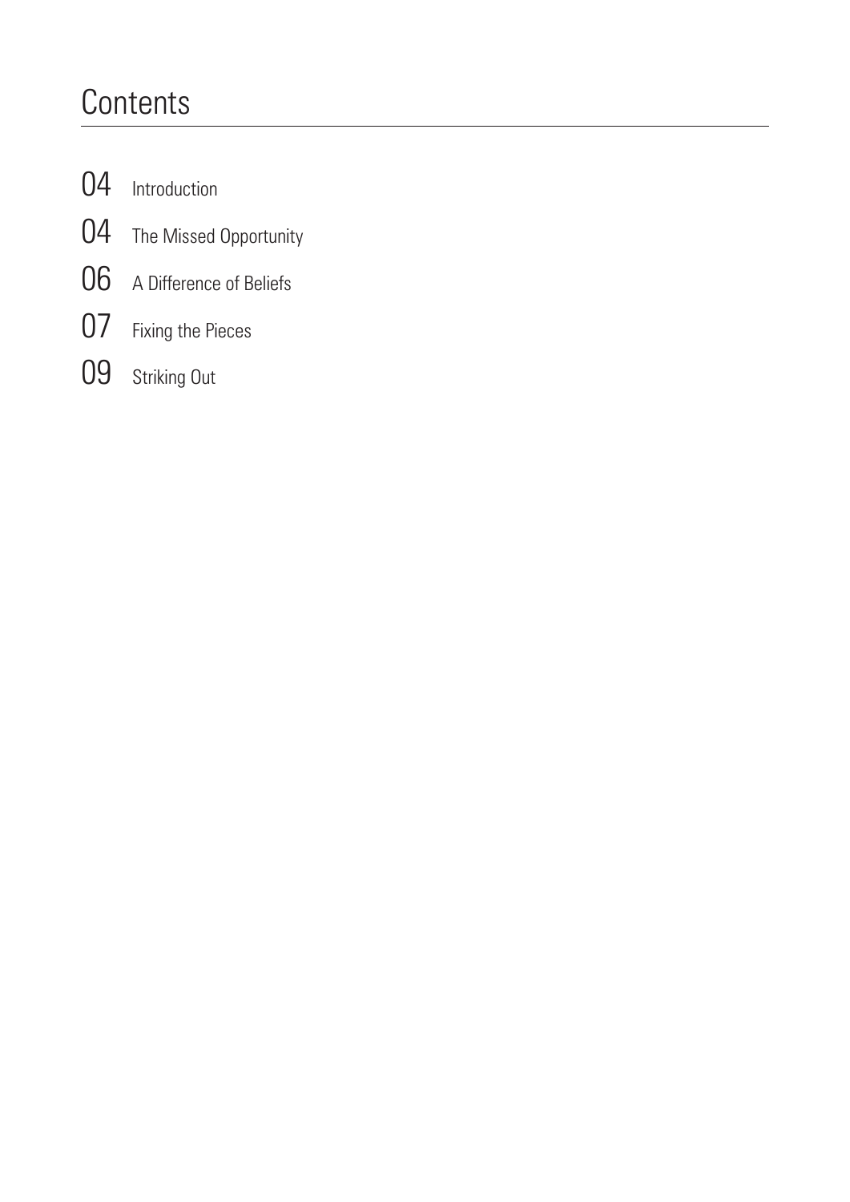# Contents

| | |
|---|---|
| 04 | Introduction |
| 04 | The Missed Opportunity |
| 06 | A Difference of Beliefs |
| 07 | Fixing the Pieces |
| 09 | Striking Out |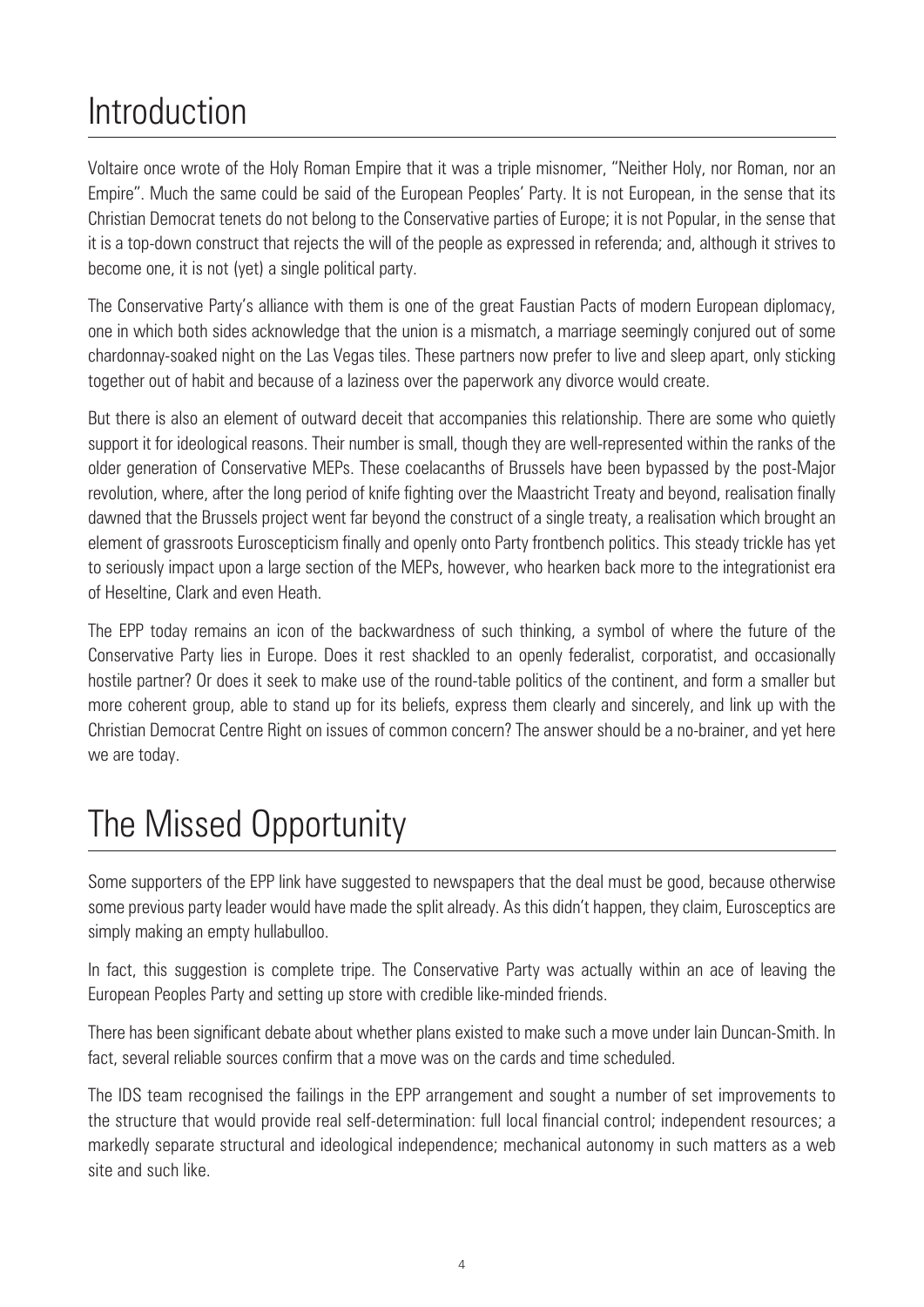# Introduction

Voltaire once wrote of the Holy Roman Empire that it was a triple misnomer, "Neither Holy, nor Roman, nor an Empire". Much the same could be said of the European Peoples' Party. It is not European, in the sense that its Christian Democrat tenets do not belong to the Conservative parties of Europe; it is not Popular, in the sense that it is a top-down construct that rejects the will of the people as expressed in referenda; and, although it strives to become one, it is not (yet) a single political party.

The Conservative Party's alliance with them is one of the great Faustian Pacts of modern European diplomacy, one in which both sides acknowledge that the union is a mismatch, a marriage seemingly conjured out of some chardonnay-soaked night on the Las Vegas tiles. These partners now prefer to live and sleep apart, only sticking together out of habit and because of a laziness over the paperwork any divorce would create.

But there is also an element of outward deceit that accompanies this relationship. There are some who quietly support it for ideological reasons. Their number is small, though they are well-represented within the ranks of the older generation of Conservative MEPs. These coelacanths of Brussels have been bypassed by the post-Major revolution, where, after the long period of knife fighting over the Maastricht Treaty and beyond, realisation finally dawned that the Brussels project went far beyond the construct of a single treaty, a realisation which brought an element of grassroots Euroscepticism finally and openly onto Party frontbench politics. This steady trickle has yet to seriously impact upon a large section of the MEPs, however, who hearken back more to the integrationist era of Heseltine, Clark and even Heath.

The EPP today remains an icon of the backwardness of such thinking, a symbol of where the future of the Conservative Party lies in Europe. Does it rest shackled to an openly federalist, corporatist, and occasionally hostile partner? Or does it seek to make use of the round-table politics of the continent, and form a smaller but more coherent group, able to stand up for its beliefs, express them clearly and sincerely, and link up with the Christian Democrat Centre Right on issues of common concern? The answer should be a no-brainer, and yet here we are today.

# The Missed Opportunity

Some supporters of the EPP link have suggested to newspapers that the deal must be good, because otherwise some previous party leader would have made the split already. As this didn't happen, they claim, Eurosceptics are simply making an empty hullabulloo.

In fact, this suggestion is complete tripe. The Conservative Party was actually within an ace of leaving the European Peoples Party and setting up store with credible like-minded friends.

There has been significant debate about whether plans existed to make such a move under Iain Duncan-Smith. In fact, several reliable sources confirm that a move was on the cards and time scheduled.

The IDS team recognised the failings in the EPP arrangement and sought a number of set improvements to the structure that would provide real self-determination: full local financial control; independent resources; a markedly separate structural and ideological independence; mechanical autonomy in such matters as a web site and such like.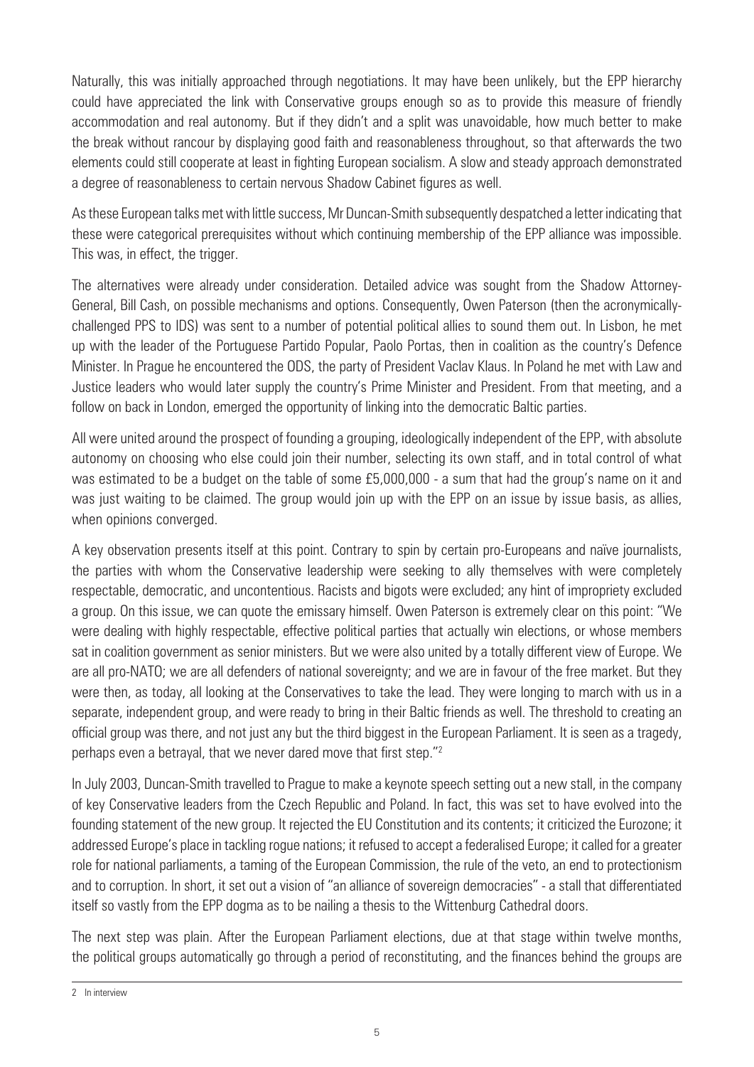Naturally, this was initially approached through negotiations. It may have been unlikely, but the EPP hierarchy could have appreciated the link with Conservative groups enough so as to provide this measure of friendly accommodation and real autonomy. But if they didn't and a split was unavoidable, how much better to make the break without rancour by displaying good faith and reasonableness throughout, so that afterwards the two elements could still cooperate at least in fighting European socialism. A slow and steady approach demonstrated a degree of reasonableness to certain nervous Shadow Cabinet figures as well.

As these European talks met with little success, Mr Duncan-Smith subsequently despatched a letter indicating that these were categorical prerequisites without which continuing membership of the EPP alliance was impossible. This was, in effect, the trigger.

The alternatives were already under consideration. Detailed advice was sought from the Shadow Attorney-General, Bill Cash, on possible mechanisms and options. Consequently, Owen Paterson (then the acronymically-challenged PPS to IDS) was sent to a number of potential political allies to sound them out. In Lisbon, he met up with the leader of the Portuguese Partido Popular, Paolo Portas, then in coalition as the country's Defence Minister. In Prague he encountered the ODS, the party of President Vaclav Klaus. In Poland he met with Law and Justice leaders who would later supply the country's Prime Minister and President. From that meeting, and a follow on back in London, emerged the opportunity of linking into the democratic Baltic parties.

All were united around the prospect of founding a grouping, ideologically independent of the EPP, with absolute autonomy on choosing who else could join their number, selecting its own staff, and in total control of what was estimated to be a budget on the table of some £5,000,000 - a sum that had the group's name on it and was just waiting to be claimed. The group would join up with the EPP on an issue by issue basis, as allies, when opinions converged.

A key observation presents itself at this point. Contrary to spin by certain pro-Europeans and naïve journalists, the parties with whom the Conservative leadership were seeking to ally themselves with were completely respectable, democratic, and uncontentious. Racists and bigots were excluded; any hint of impropriety excluded a group. On this issue, we can quote the emissary himself. Owen Paterson is extremely clear on this point: "We were dealing with highly respectable, effective political parties that actually win elections, or whose members sat in coalition government as senior ministers. But we were also united by a totally different view of Europe. We are all pro-NATO; we are all defenders of national sovereignty; and we are in favour of the free market. But they were then, as today, all looking at the Conservatives to take the lead. They were longing to march with us in a separate, independent group, and were ready to bring in their Baltic friends as well. The threshold to creating an official group was there, and not just any but the third biggest in the European Parliament. It is seen as a tragedy, perhaps even a betrayal, that we never dared move that first step."[2]

In July 2003, Duncan-Smith travelled to Prague to make a keynote speech setting out a new stall, in the company of key Conservative leaders from the Czech Republic and Poland. In fact, this was set to have evolved into the founding statement of the new group. It rejected the EU Constitution and its contents; it criticized the Eurozone; it addressed Europe's place in tackling rogue nations; it refused to accept a federalised Europe; it called for a greater role for national parliaments, a taming of the European Commission, the rule of the veto, an end to protectionism and to corruption. In short, it set out a vision of "an alliance of sovereign democracies" - a stall that differentiated itself so vastly from the EPP dogma as to be nailing a thesis to the Wittenburg Cathedral doors.

The next step was plain. After the European Parliament elections, due at that stage within twelve months, the political groups automatically go through a period of reconstituting, and the finances behind the groups are

---

2 In interview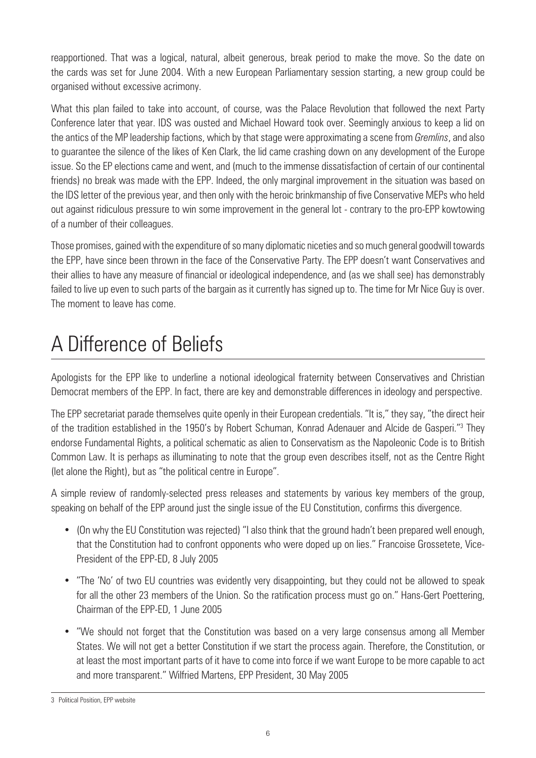reapportioned. That was a logical, natural, albeit generous, break period to make the move. So the date on the cards was set for June 2004. With a new European Parliamentary session starting, a new group could be organised without excessive acrimony.

What this plan failed to take into account, of course, was the Palace Revolution that followed the next Party Conference later that year. IDS was ousted and Michael Howard took over. Seemingly anxious to keep a lid on the antics of the MP leadership factions, which by that stage were approximating a scene from *Gremlins*, and also to guarantee the silence of the likes of Ken Clark, the lid came crashing down on any development of the Europe issue. So the EP elections came and went, and (much to the immense dissatisfaction of certain of our continental friends) no break was made with the EPP. Indeed, the only marginal improvement in the situation was based on the IDS letter of the previous year, and then only with the heroic brinkmanship of five Conservative MEPs who held out against ridiculous pressure to win some improvement in the general lot - contrary to the pro-EPP kowtowing of a number of their colleagues.

Those promises, gained with the expenditure of so many diplomatic niceties and so much general goodwill towards the EPP, have since been thrown in the face of the Conservative Party. The EPP doesn't want Conservatives and their allies to have any measure of financial or ideological independence, and (as we shall see) has demonstrably failed to live up even to such parts of the bargain as it currently has signed up to. The time for Mr Nice Guy is over. The moment to leave has come.

# A Difference of Beliefs

Apologists for the EPP like to underline a notional ideological fraternity between Conservatives and Christian Democrat members of the EPP. In fact, there are key and demonstrable differences in ideology and perspective.

The EPP secretariat parade themselves quite openly in their European credentials. "It is," they say, "the direct heir of the tradition established in the 1950's by Robert Schuman, Konrad Adenauer and Alcide de Gasperi."[3] They endorse Fundamental Rights, a political schematic as alien to Conservatism as the Napoleonic Code is to British Common Law. It is perhaps as illuminating to note that the group even describes itself, not as the Centre Right (let alone the Right), but as "the political centre in Europe".

A simple review of randomly-selected press releases and statements by various key members of the group, speaking on behalf of the EPP around just the single issue of the EU Constitution, confirms this divergence.

- (On why the EU Constitution was rejected) "I also think that the ground hadn't been prepared well enough, that the Constitution had to confront opponents who were doped up on lies." Francoise Grossetete, Vice-President of the EPP-ED, 8 July 2005
- "The 'No' of two EU countries was evidently very disappointing, but they could not be allowed to speak for all the other 23 members of the Union. So the ratification process must go on." Hans-Gert Poettering, Chairman of the EPP-ED, 1 June 2005
- "We should not forget that the Constitution was based on a very large consensus among all Member States. We will not get a better Constitution if we start the process again. Therefore, the Constitution, or at least the most important parts of it have to come into force if we want Europe to be more capable to act and more transparent." Wilfried Martens, EPP President, 30 May 2005

3 Political Position, EPP website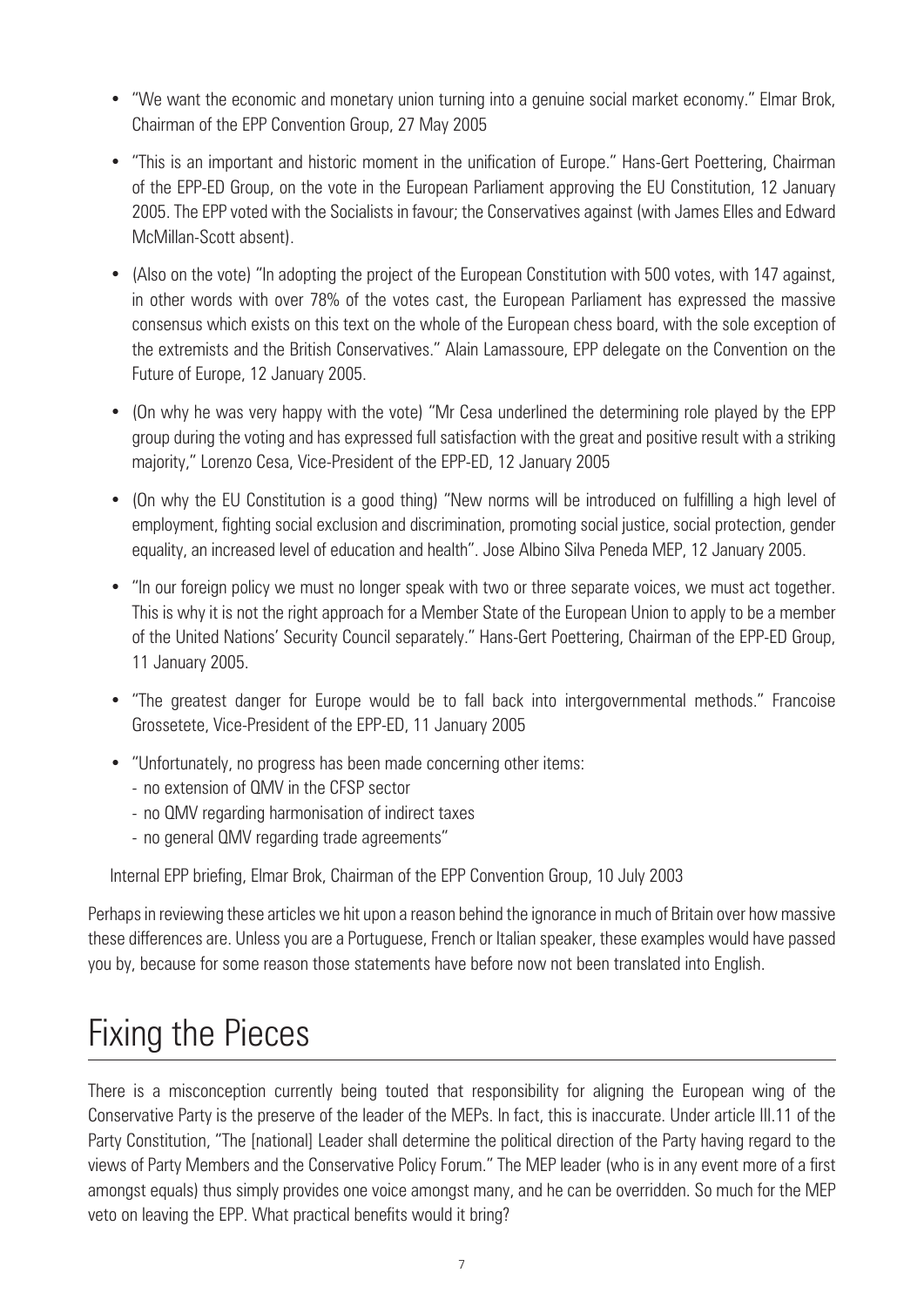- "We want the economic and monetary union turning into a genuine social market economy." Elmar Brok, Chairman of the EPP Convention Group, 27 May 2005
- "This is an important and historic moment in the unification of Europe." Hans-Gert Poettering, Chairman of the EPP-ED Group, on the vote in the European Parliament approving the EU Constitution, 12 January 2005. The EPP voted with the Socialists in favour; the Conservatives against (with James Elles and Edward McMillan-Scott absent).
- (Also on the vote) "In adopting the project of the European Constitution with 500 votes, with 147 against, in other words with over 78% of the votes cast, the European Parliament has expressed the massive consensus which exists on this text on the whole of the European chess board, with the sole exception of the extremists and the British Conservatives." Alain Lamassoure, EPP delegate on the Convention on the Future of Europe, 12 January 2005.
- (On why he was very happy with the vote) "Mr Cesa underlined the determining role played by the EPP group during the voting and has expressed full satisfaction with the great and positive result with a striking majority," Lorenzo Cesa, Vice-President of the EPP-ED, 12 January 2005
- (On why the EU Constitution is a good thing) "New norms will be introduced on fulfilling a high level of employment, fighting social exclusion and discrimination, promoting social justice, social protection, gender equality, an increased level of education and health". Jose Albino Silva Peneda MEP, 12 January 2005.
- "In our foreign policy we must no longer speak with two or three separate voices, we must act together. This is why it is not the right approach for a Member State of the European Union to apply to be a member of the United Nations' Security Council separately." Hans-Gert Poettering, Chairman of the EPP-ED Group, 11 January 2005.
- "The greatest danger for Europe would be to fall back into intergovernmental methods." Francoise Grossetete, Vice-President of the EPP-ED, 11 January 2005
- "Unfortunately, no progress has been made concerning other items:
  - no extension of QMV in the CFSP sector
  - no QMV regarding harmonisation of indirect taxes
  - no general QMV regarding trade agreements"

  Internal EPP briefing, Elmar Brok, Chairman of the EPP Convention Group, 10 July 2003

Perhaps in reviewing these articles we hit upon a reason behind the ignorance in much of Britain over how massive these differences are. Unless you are a Portuguese, French or Italian speaker, these examples would have passed you by, because for some reason those statements have before now not been translated into English.

# Fixing the Pieces

There is a misconception currently being touted that responsibility for aligning the European wing of the Conservative Party is the preserve of the leader of the MEPs. In fact, this is inaccurate. Under article III.11 of the Party Constitution, "The [national] Leader shall determine the political direction of the Party having regard to the views of Party Members and the Conservative Policy Forum." The MEP leader (who is in any event more of a first amongst equals) thus simply provides one voice amongst many, and he can be overridden. So much for the MEP veto on leaving the EPP. What practical benefits would it bring?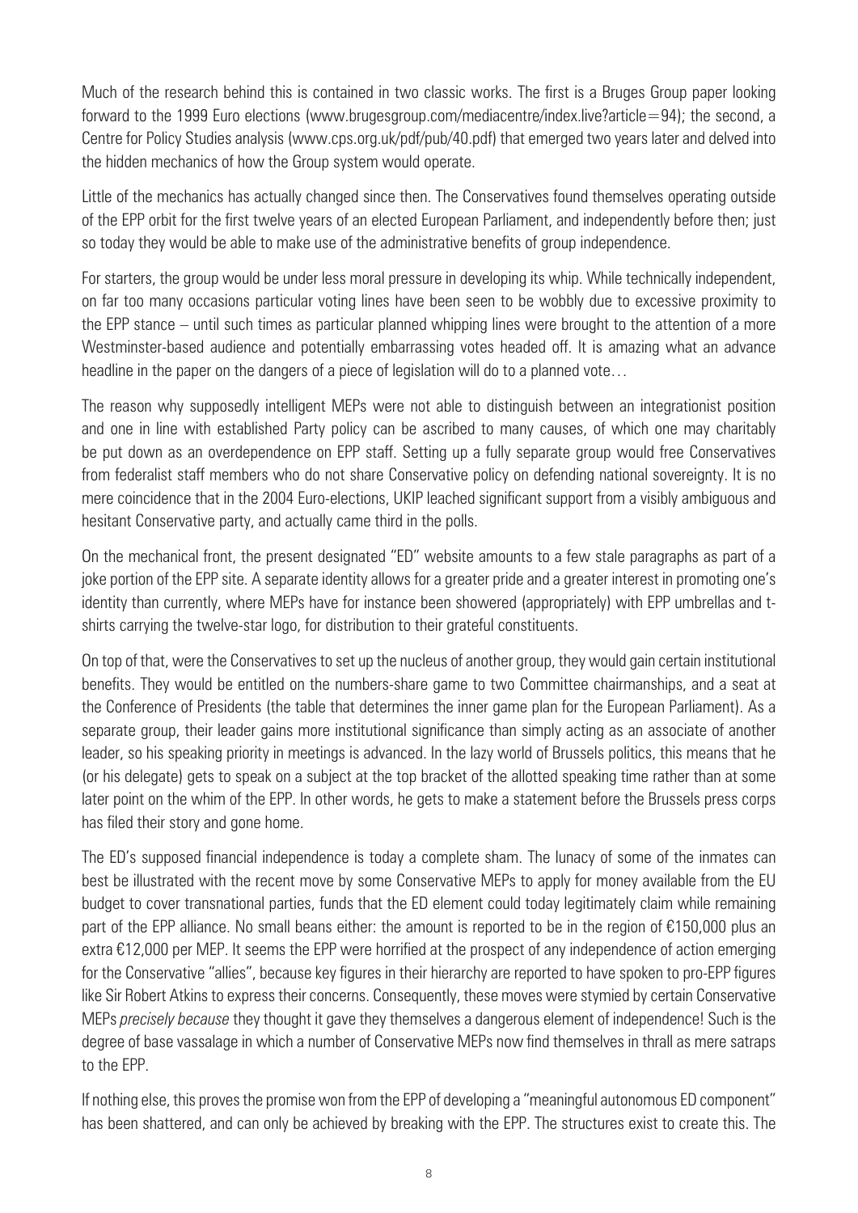Much of the research behind this is contained in two classic works. The first is a Bruges Group paper looking forward to the 1999 Euro elections (www.brugesgroup.com/mediacentre/index.live?article=94); the second, a Centre for Policy Studies analysis (www.cps.org.uk/pdf/pub/40.pdf) that emerged two years later and delved into the hidden mechanics of how the Group system would operate.

Little of the mechanics has actually changed since then. The Conservatives found themselves operating outside of the EPP orbit for the first twelve years of an elected European Parliament, and independently before then; just so today they would be able to make use of the administrative benefits of group independence.

For starters, the group would be under less moral pressure in developing its whip. While technically independent, on far too many occasions particular voting lines have been seen to be wobbly due to excessive proximity to the EPP stance – until such times as particular planned whipping lines were brought to the attention of a more Westminster-based audience and potentially embarrassing votes headed off. It is amazing what an advance headline in the paper on the dangers of a piece of legislation will do to a planned vote…

The reason why supposedly intelligent MEPs were not able to distinguish between an integrationist position and one in line with established Party policy can be ascribed to many causes, of which one may charitably be put down as an overdependence on EPP staff. Setting up a fully separate group would free Conservatives from federalist staff members who do not share Conservative policy on defending national sovereignty. It is no mere coincidence that in the 2004 Euro-elections, UKIP leached significant support from a visibly ambiguous and hesitant Conservative party, and actually came third in the polls.

On the mechanical front, the present designated "ED" website amounts to a few stale paragraphs as part of a joke portion of the EPP site. A separate identity allows for a greater pride and a greater interest in promoting one's identity than currently, where MEPs have for instance been showered (appropriately) with EPP umbrellas and t-shirts carrying the twelve-star logo, for distribution to their grateful constituents.

On top of that, were the Conservatives to set up the nucleus of another group, they would gain certain institutional benefits. They would be entitled on the numbers-share game to two Committee chairmanships, and a seat at the Conference of Presidents (the table that determines the inner game plan for the European Parliament). As a separate group, their leader gains more institutional significance than simply acting as an associate of another leader, so his speaking priority in meetings is advanced. In the lazy world of Brussels politics, this means that he (or his delegate) gets to speak on a subject at the top bracket of the allotted speaking time rather than at some later point on the whim of the EPP. In other words, he gets to make a statement before the Brussels press corps has filed their story and gone home.

The ED's supposed financial independence is today a complete sham. The lunacy of some of the inmates can best be illustrated with the recent move by some Conservative MEPs to apply for money available from the EU budget to cover transnational parties, funds that the ED element could today legitimately claim while remaining part of the EPP alliance. No small beans either: the amount is reported to be in the region of €150,000 plus an extra €12,000 per MEP. It seems the EPP were horrified at the prospect of any independence of action emerging for the Conservative "allies", because key figures in their hierarchy are reported to have spoken to pro-EPP figures like Sir Robert Atkins to express their concerns. Consequently, these moves were stymied by certain Conservative MEPs *precisely because* they thought it gave they themselves a dangerous element of independence! Such is the degree of base vassalage in which a number of Conservative MEPs now find themselves in thrall as mere satraps to the EPP.

If nothing else, this proves the promise won from the EPP of developing a "meaningful autonomous ED component" has been shattered, and can only be achieved by breaking with the EPP. The structures exist to create this. The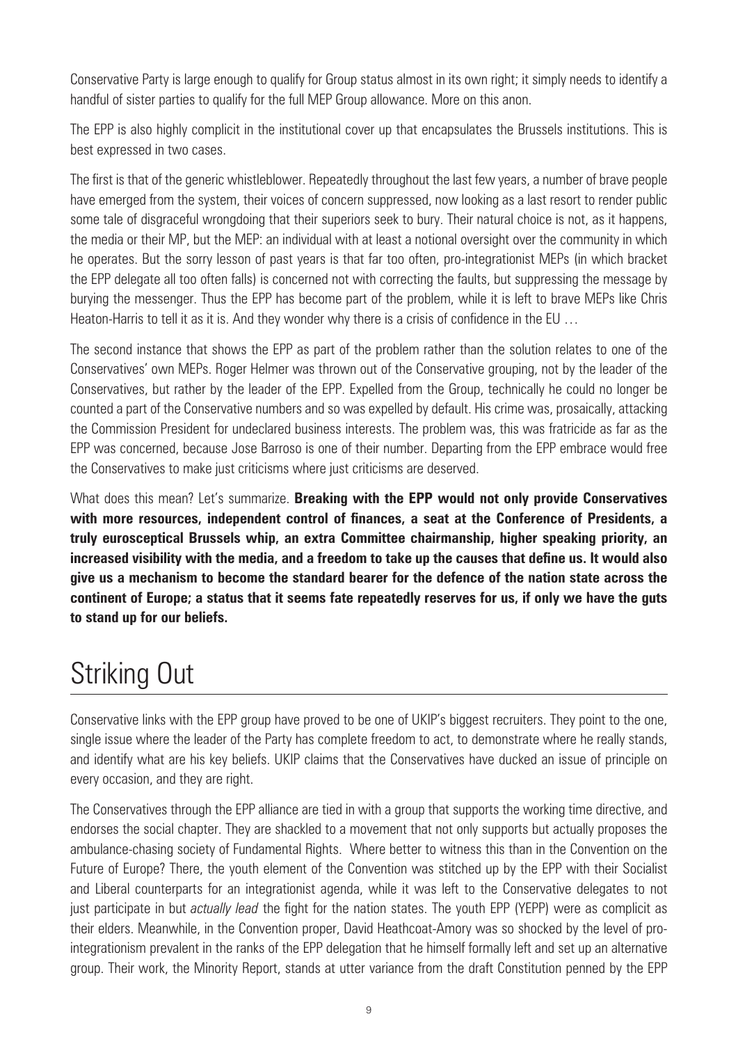Conservative Party is large enough to qualify for Group status almost in its own right; it simply needs to identify a handful of sister parties to qualify for the full MEP Group allowance. More on this anon.

The EPP is also highly complicit in the institutional cover up that encapsulates the Brussels institutions. This is best expressed in two cases.

The first is that of the generic whistleblower. Repeatedly throughout the last few years, a number of brave people have emerged from the system, their voices of concern suppressed, now looking as a last resort to render public some tale of disgraceful wrongdoing that their superiors seek to bury. Their natural choice is not, as it happens, the media or their MP, but the MEP: an individual with at least a notional oversight over the community in which he operates. But the sorry lesson of past years is that far too often, pro-integrationist MEPs (in which bracket the EPP delegate all too often falls) is concerned not with correcting the faults, but suppressing the message by burying the messenger. Thus the EPP has become part of the problem, while it is left to brave MEPs like Chris Heaton-Harris to tell it as it is. And they wonder why there is a crisis of confidence in the EU …

The second instance that shows the EPP as part of the problem rather than the solution relates to one of the Conservatives' own MEPs. Roger Helmer was thrown out of the Conservative grouping, not by the leader of the Conservatives, but rather by the leader of the EPP. Expelled from the Group, technically he could no longer be counted a part of the Conservative numbers and so was expelled by default. His crime was, prosaically, attacking the Commission President for undeclared business interests. The problem was, this was fratricide as far as the EPP was concerned, because Jose Barroso is one of their number. Departing from the EPP embrace would free the Conservatives to make just criticisms where just criticisms are deserved.

What does this mean? Let's summarize. **Breaking with the EPP would not only provide Conservatives with more resources, independent control of finances, a seat at the Conference of Presidents, a truly eurosceptical Brussels whip, an extra Committee chairmanship, higher speaking priority, an increased visibility with the media, and a freedom to take up the causes that define us. It would also give us a mechanism to become the standard bearer for the defence of the nation state across the continent of Europe; a status that it seems fate repeatedly reserves for us, if only we have the guts to stand up for our beliefs.**

# Striking Out

Conservative links with the EPP group have proved to be one of UKIP's biggest recruiters. They point to the one, single issue where the leader of the Party has complete freedom to act, to demonstrate where he really stands, and identify what are his key beliefs. UKIP claims that the Conservatives have ducked an issue of principle on every occasion, and they are right.

The Conservatives through the EPP alliance are tied in with a group that supports the working time directive, and endorses the social chapter. They are shackled to a movement that not only supports but actually proposes the ambulance-chasing society of Fundamental Rights. Where better to witness this than in the Convention on the Future of Europe? There, the youth element of the Convention was stitched up by the EPP with their Socialist and Liberal counterparts for an integrationist agenda, while it was left to the Conservative delegates to not just participate in but *actually lead* the fight for the nation states. The youth EPP (YEPP) were as complicit as their elders. Meanwhile, in the Convention proper, David Heathcoat-Amory was so shocked by the level of pro-integrationism prevalent in the ranks of the EPP delegation that he himself formally left and set up an alternative group. Their work, the Minority Report, stands at utter variance from the draft Constitution penned by the EPP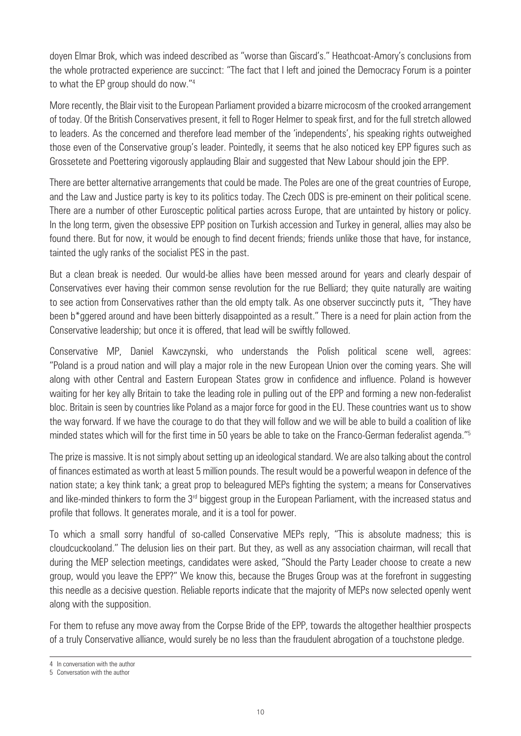doyen Elmar Brok, which was indeed described as "worse than Giscard's." Heathcoat-Amory's conclusions from the whole protracted experience are succinct: "The fact that I left and joined the Democracy Forum is a pointer to what the EP group should do now."[4]

More recently, the Blair visit to the European Parliament provided a bizarre microcosm of the crooked arrangement of today. Of the British Conservatives present, it fell to Roger Helmer to speak first, and for the full stretch allowed to leaders. As the concerned and therefore lead member of the 'independents', his speaking rights outweighed those even of the Conservative group's leader. Pointedly, it seems that he also noticed key EPP figures such as Grossetete and Poettering vigorously applauding Blair and suggested that New Labour should join the EPP.

There are better alternative arrangements that could be made. The Poles are one of the great countries of Europe, and the Law and Justice party is key to its politics today. The Czech ODS is pre-eminent on their political scene. There are a number of other Eurosceptic political parties across Europe, that are untainted by history or policy. In the long term, given the obsessive EPP position on Turkish accession and Turkey in general, allies may also be found there. But for now, it would be enough to find decent friends; friends unlike those that have, for instance, tainted the ugly ranks of the socialist PES in the past.

But a clean break is needed. Our would-be allies have been messed around for years and clearly despair of Conservatives ever having their common sense revolution for the rue Belliard; they quite naturally are waiting to see action from Conservatives rather than the old empty talk. As one observer succinctly puts it, "They have been b*ggered around and have been bitterly disappointed as a result." There is a need for plain action from the Conservative leadership; but once it is offered, that lead will be swiftly followed.

Conservative MP, Daniel Kawczynski, who understands the Polish political scene well, agrees: "Poland is a proud nation and will play a major role in the new European Union over the coming years. She will along with other Central and Eastern European States grow in confidence and influence. Poland is however waiting for her key ally Britain to take the leading role in pulling out of the EPP and forming a new non-federalist bloc. Britain is seen by countries like Poland as a major force for good in the EU. These countries want us to show the way forward. If we have the courage to do that they will follow and we will be able to build a coalition of like minded states which will for the first time in 50 years be able to take on the Franco-German federalist agenda."[5]

The prize is massive. It is not simply about setting up an ideological standard. We are also talking about the control of finances estimated as worth at least 5 million pounds. The result would be a powerful weapon in defence of the nation state; a key think tank; a great prop to beleaguered MEPs fighting the system; a means for Conservatives and like-minded thinkers to form the 3rd biggest group in the European Parliament, with the increased status and profile that follows. It generates morale, and it is a tool for power.

To which a small sorry handful of so-called Conservative MEPs reply, "This is absolute madness; this is cloudcuckooland." The delusion lies on their part. But they, as well as any association chairman, will recall that during the MEP selection meetings, candidates were asked, "Should the Party Leader choose to create a new group, would you leave the EPP?" We know this, because the Bruges Group was at the forefront in suggesting this needle as a decisive question. Reliable reports indicate that the majority of MEPs now selected openly went along with the supposition.

For them to refuse any move away from the Corpse Bride of the EPP, towards the altogether healthier prospects of a truly Conservative alliance, would surely be no less than the fraudulent abrogation of a touchstone pledge.

---

4 In conversation with the author

5 Conversation with the author